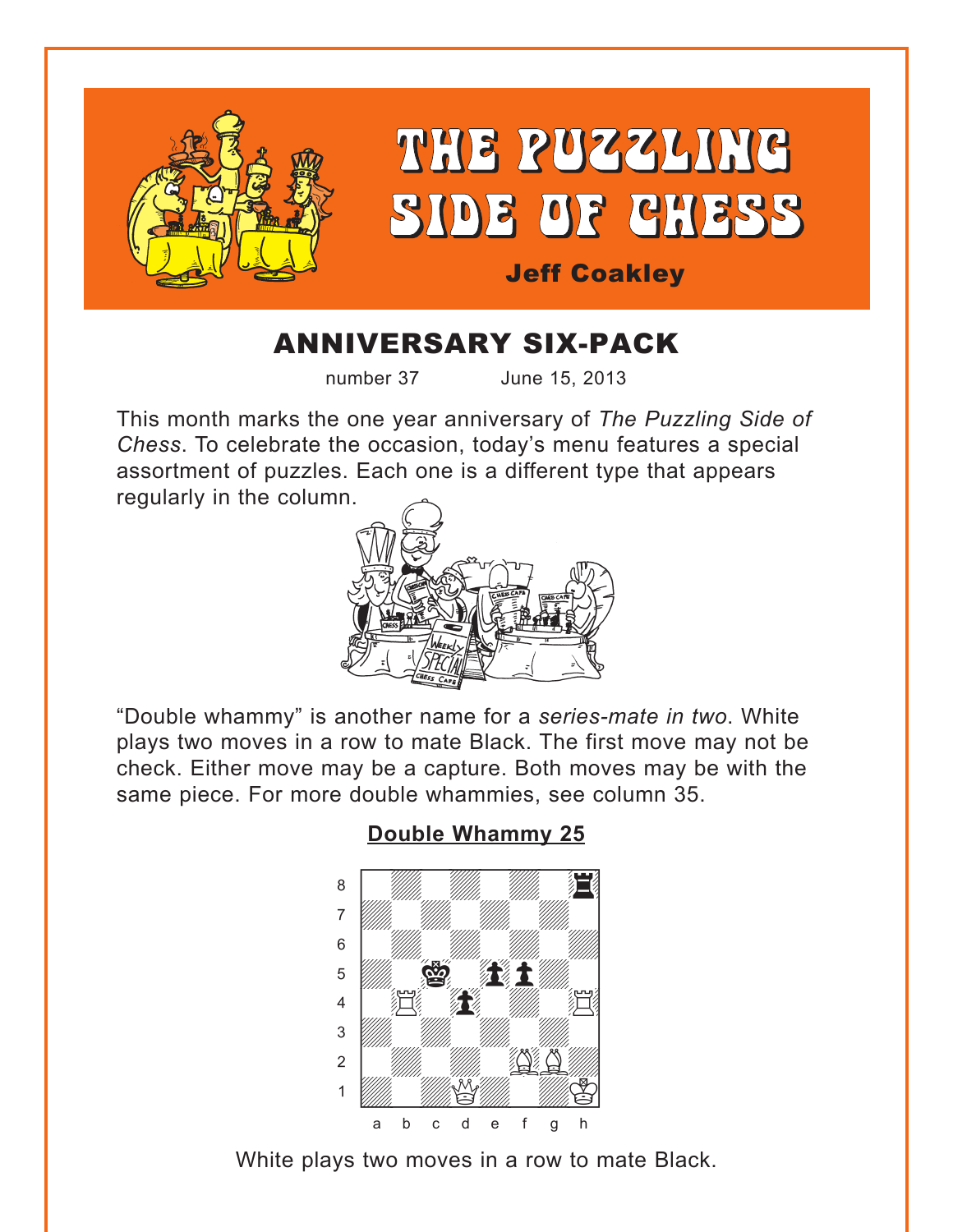# THE PUZZLING SIDE OF CHESS

**Jeff Coakley**

## ANNIVERSARY SIX-PACK

number 37 June 15, 2013

This month marks the one year anniversary of *The Puzzling Side of Chess*. To celebrate the occasion, today's menu features a special assortment of puzzles. Each one is a different type that appears regularly in the column.

"Double whammy" is another name for a *series-mate in two*. White plays two moves in a row to mate Black. The first move may not be check. Either move may be a capture. Both moves may be with the same piece. For more double whammies, see column 35.

### Double Whammy 25

White plays two moves in a row to mate Black.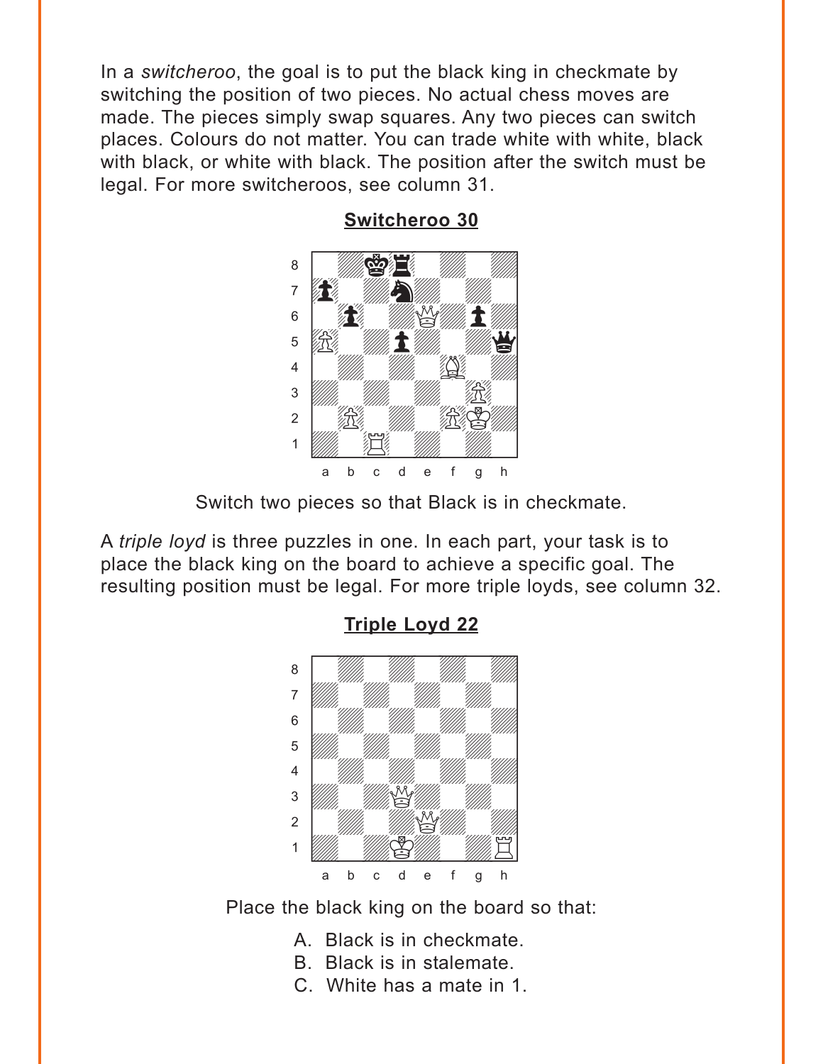In a *switcheroo*, the goal is to put the black king in checkmate by switching the position of two pieces. No actual chess moves are made. The pieces simply swap squares. Any two pieces can switch places. Colours do not matter. You can trade white with white, black with black, or white with black. The position after the switch must be legal. For more switcheroos, see column 31.

## Switcheroo 30

Switch two pieces so that Black is in checkmate.

A *triple loyd* is three puzzles in one. In each part, your task is to place the black king on the board to achieve a specific goal. The resulting position must be legal. For more triple loyds, see column 32.

## Triple Loyd 22

Place the black king on the board so that:

A. Black is in checkmate.
B. Black is in stalemate.
C. White has a mate in 1.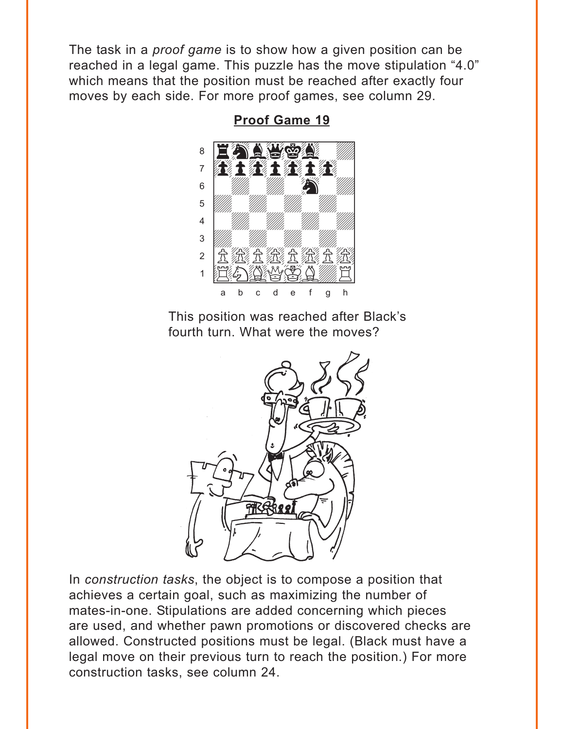The task in a *proof game* is to show how a given position can be reached in a legal game. This puzzle has the move stipulation "4.0" which means that the position must be reached after exactly four moves by each side. For more proof games, see column 29.

## Proof Game 19

This position was reached after Black's fourth turn. What were the moves?

In *construction tasks*, the object is to compose a position that achieves a certain goal, such as maximizing the number of mates-in-one. Stipulations are added concerning which pieces are used, and whether pawn promotions or discovered checks are allowed. Constructed positions must be legal. (Black must have a legal move on their previous turn to reach the position.) For more construction tasks, see column 24.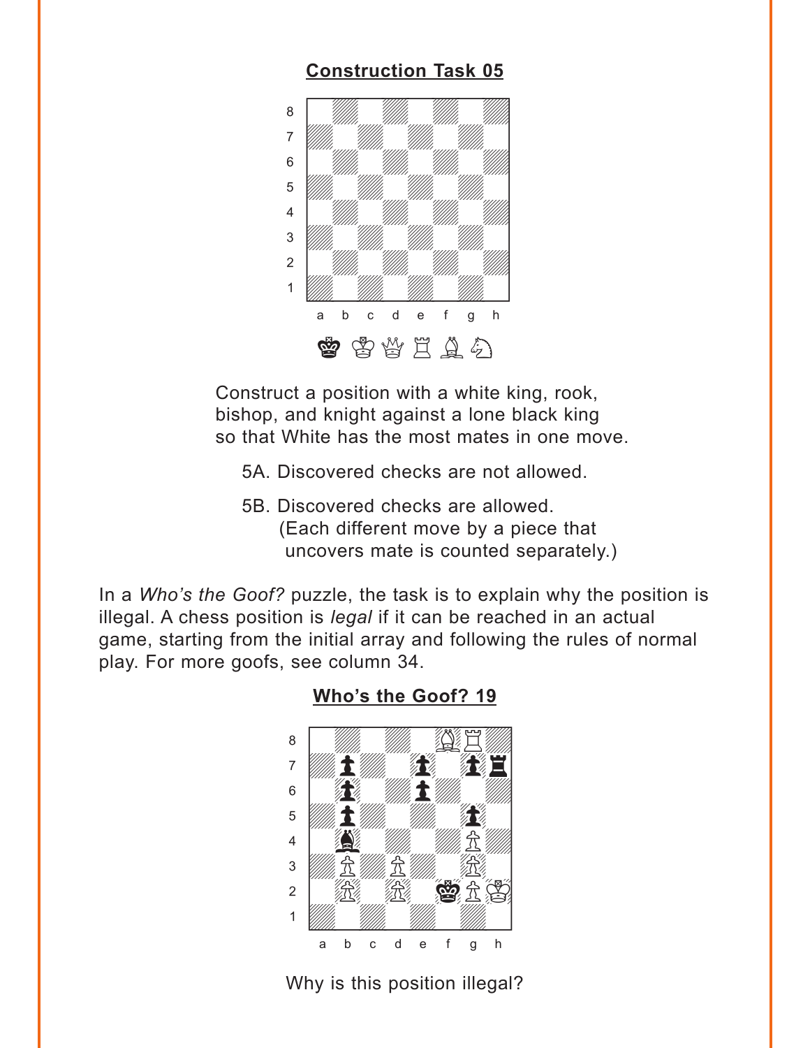## Construction Task 05

Construct a position with a white king, rook, bishop, and knight against a lone black king so that White has the most mates in one move.

5A. Discovered checks are not allowed.

5B. Discovered checks are allowed. (Each different move by a piece that uncovers mate is counted separately.)

In a *Who's the Goof?* puzzle, the task is to explain why the position is illegal. A chess position is *legal* if it can be reached in an actual game, starting from the initial array and following the rules of normal play. For more goofs, see column 34.

## Who's the Goof? 19

Why is this position illegal?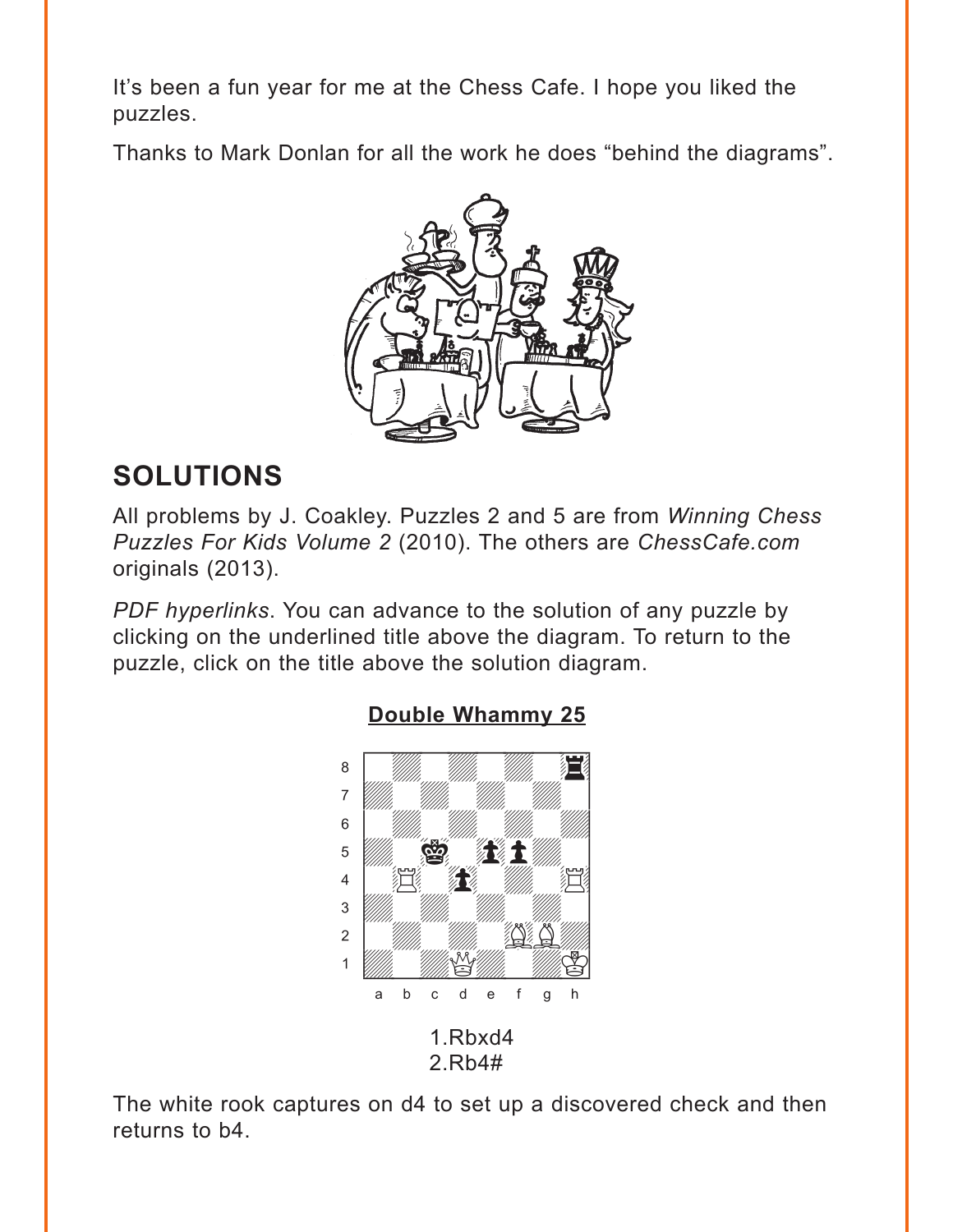It's been a fun year for me at the Chess Cafe. I hope you liked the puzzles.

Thanks to Mark Donlan for all the work he does "behind the diagrams".

## SOLUTIONS

All problems by J. Coakley. Puzzles 2 and 5 are from *Winning Chess Puzzles For Kids Volume 2* (2010). The others are *ChessCafe.com* originals (2013).

*PDF hyperlinks*. You can advance to the solution of any puzzle by clicking on the underlined title above the diagram. To return to the puzzle, click on the title above the solution diagram.

**Double Whammy 25**

1.Rbxd4
2.Rb4#

The white rook captures on d4 to set up a discovered check and then returns to b4.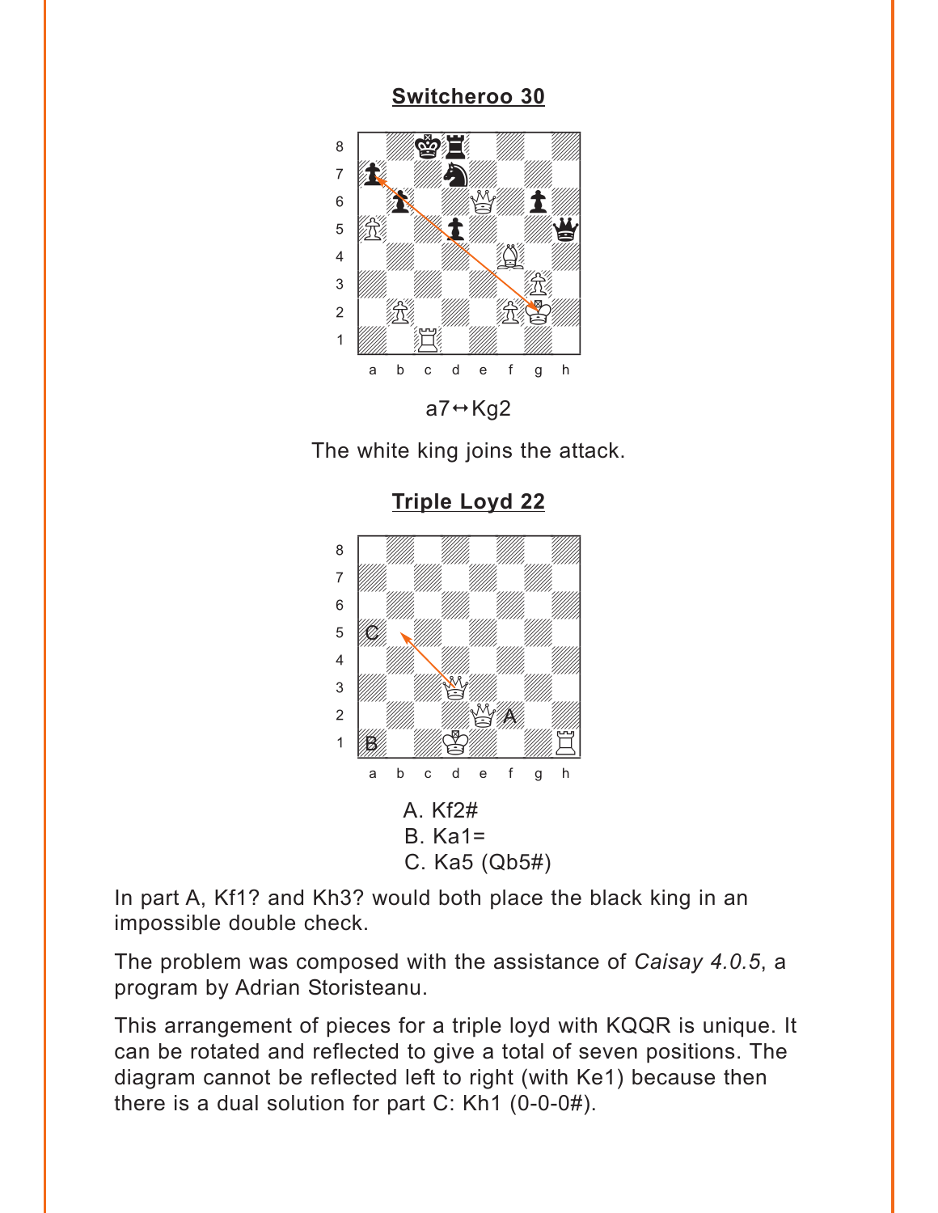## Switcheroo 30

a7↔Kg2

The white king joins the attack.

## Triple Loyd 22

A. Kf2#
B. Ka1=
C. Ka5 (Qb5#)

In part A, Kf1? and Kh3? would both place the black king in an impossible double check.

The problem was composed with the assistance of *Caisay 4.0.5*, a program by Adrian Storisteanu.

This arrangement of pieces for a triple loyd with KQQR is unique. It can be rotated and reflected to give a total of seven positions. The diagram cannot be reflected left to right (with Ke1) because then there is a dual solution for part C: Kh1 (0-0-0#).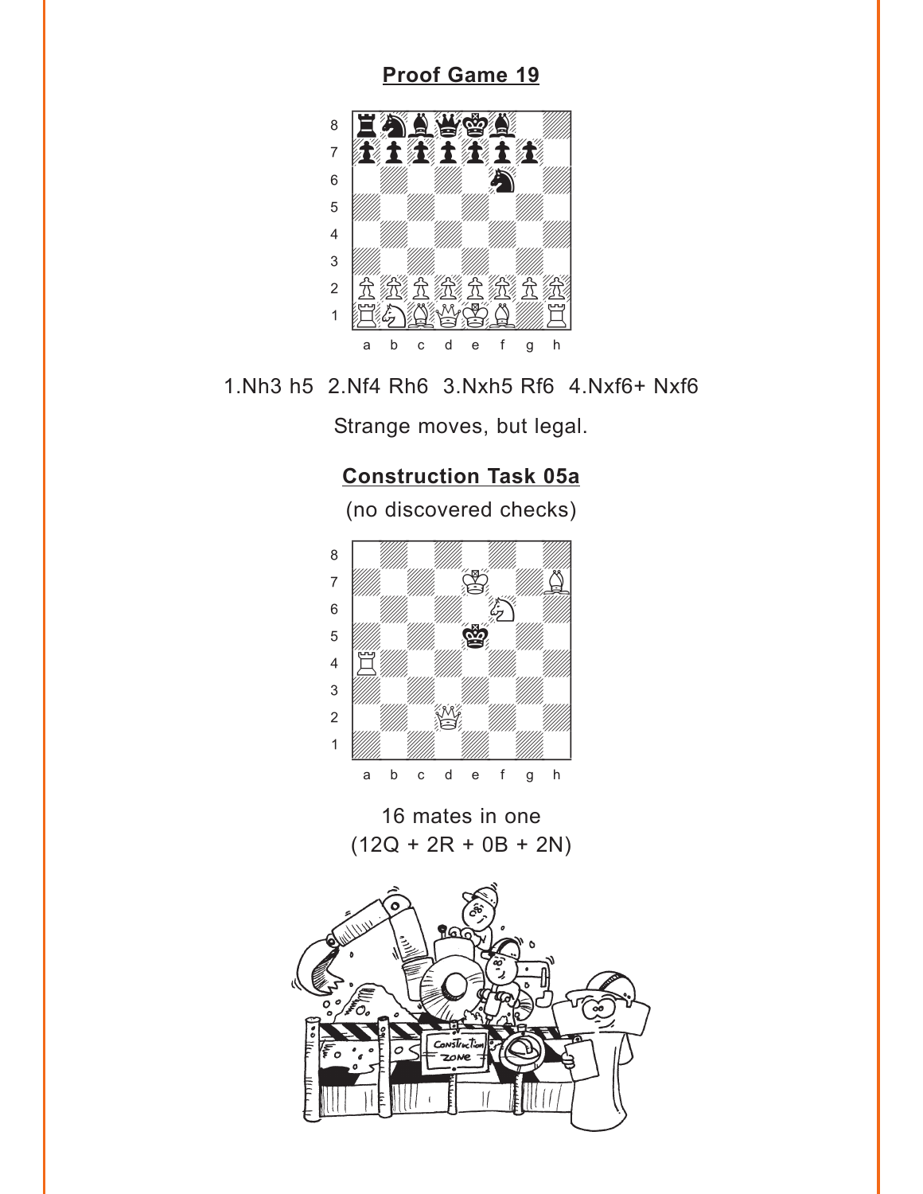## Proof Game 19

1.Nh3 h5 2.Nf4 Rh6 3.Nxh5 Rf6 4.Nxf6+ Nxf6

Strange moves, but legal.

## Construction Task 05a

(no discovered checks)

16 mates in one
(12Q + 2R + 0B + 2N)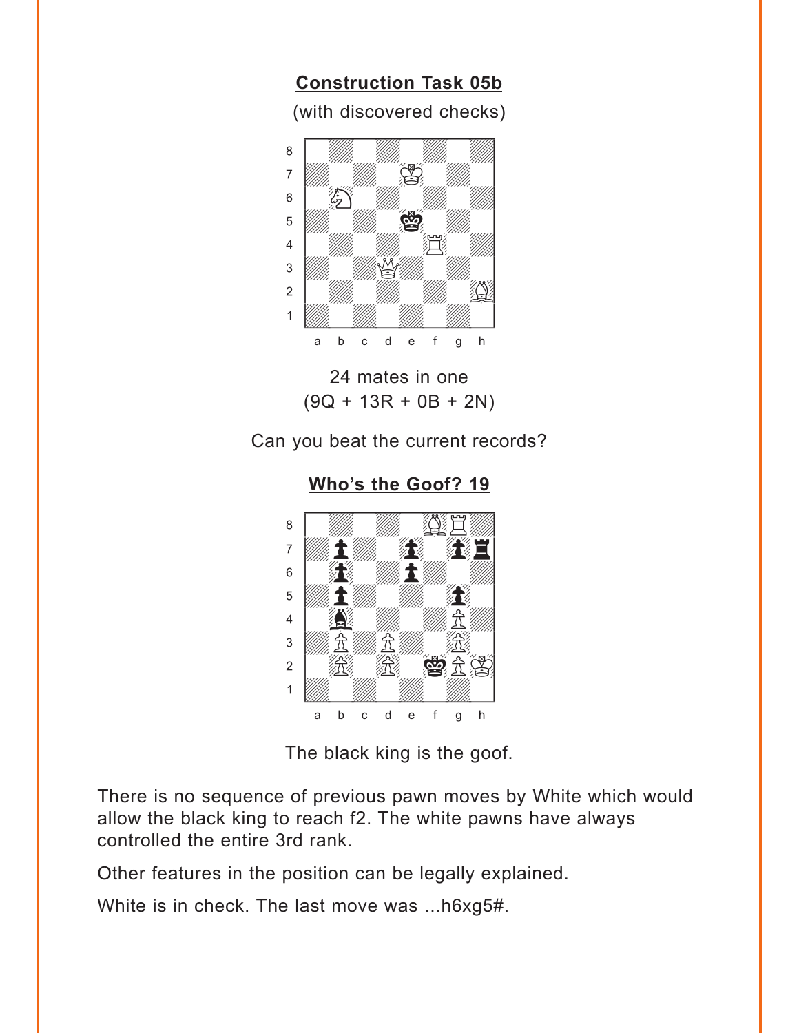**Construction Task 05b**

(with discovered checks)

24 mates in one
(9Q + 13R + 0B + 2N)

Can you beat the current records?

**Who's the Goof? 19**

The black king is the goof.

There is no sequence of previous pawn moves by White which would allow the black king to reach f2. The white pawns have always controlled the entire 3rd rank.

Other features in the position can be legally explained.

White is in check. The last move was ...h6xg5#.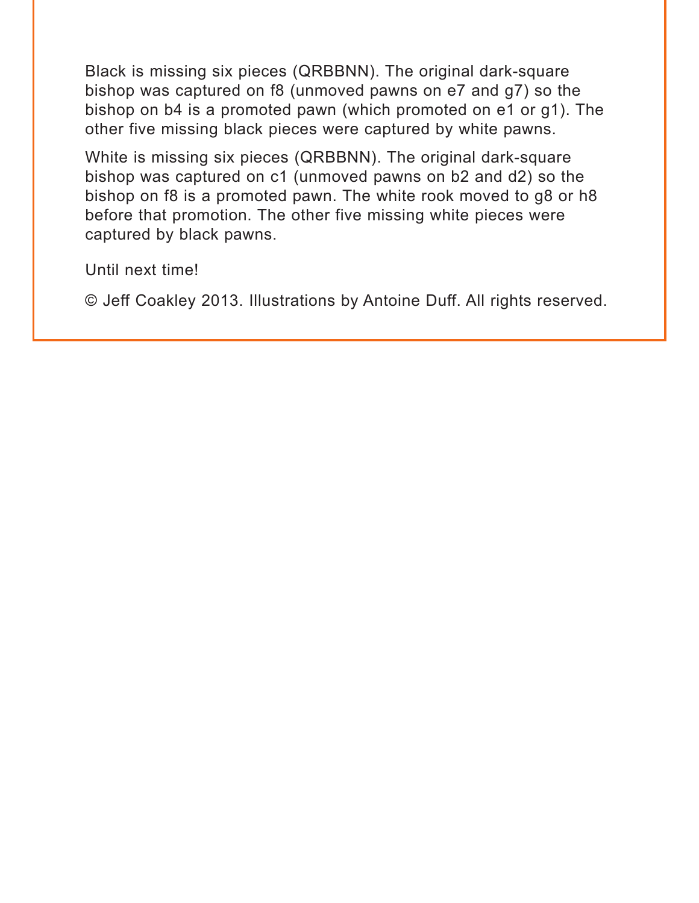Black is missing six pieces (QRBBNN). The original dark-square bishop was captured on f8 (unmoved pawns on e7 and g7) so the bishop on b4 is a promoted pawn (which promoted on e1 or g1). The other five missing black pieces were captured by white pawns.

White is missing six pieces (QRBBNN). The original dark-square bishop was captured on c1 (unmoved pawns on b2 and d2) so the bishop on f8 is a promoted pawn. The white rook moved to g8 or h8 before that promotion. The other five missing white pieces were captured by black pawns.

Until next time!

© Jeff Coakley 2013. Illustrations by Antoine Duff. All rights reserved.